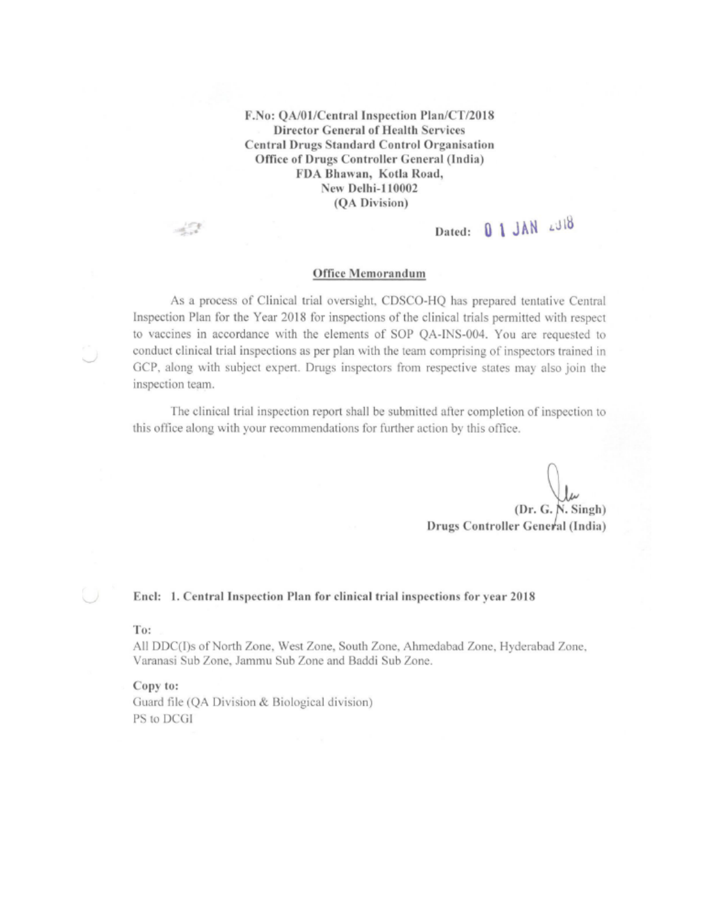**F.No: QA/01/Central Inspection Plan/CT/2018**
**Director General of Health Services**
**Central Drugs Standard Control Organisation**
**Office of Drugs Controller General (India)**
**FDA Bhawan, Kotla Road,**
**New Delhi-110002**
**(QA Division)**

Dated: 01 JAN 2018

## Office Memorandum

As a process of Clinical trial oversight, CDSCO-HQ has prepared tentative Central Inspection Plan for the Year 2018 for inspections of the clinical trials permitted with respect to vaccines in accordance with the elements of SOP QA-INS-004. You are requested to conduct clinical trial inspections as per plan with the team comprising of inspectors trained in GCP, along with subject expert. Drugs inspectors from respective states may also join the inspection team.

The clinical trial inspection report shall be submitted after completion of inspection to this office along with your recommendations for further action by this office.

**(Dr. G. N. Singh)**
**Drugs Controller General (India)**

**Encl: 1. Central Inspection Plan for clinical trial inspections for year 2018**

**To:**
All DDC(I)s of North Zone, West Zone, South Zone, Ahmedabad Zone, Hyderabad Zone, Varanasi Sub Zone, Jammu Sub Zone and Baddi Sub Zone.

**Copy to:**
Guard file (QA Division & Biological division)
PS to DCGI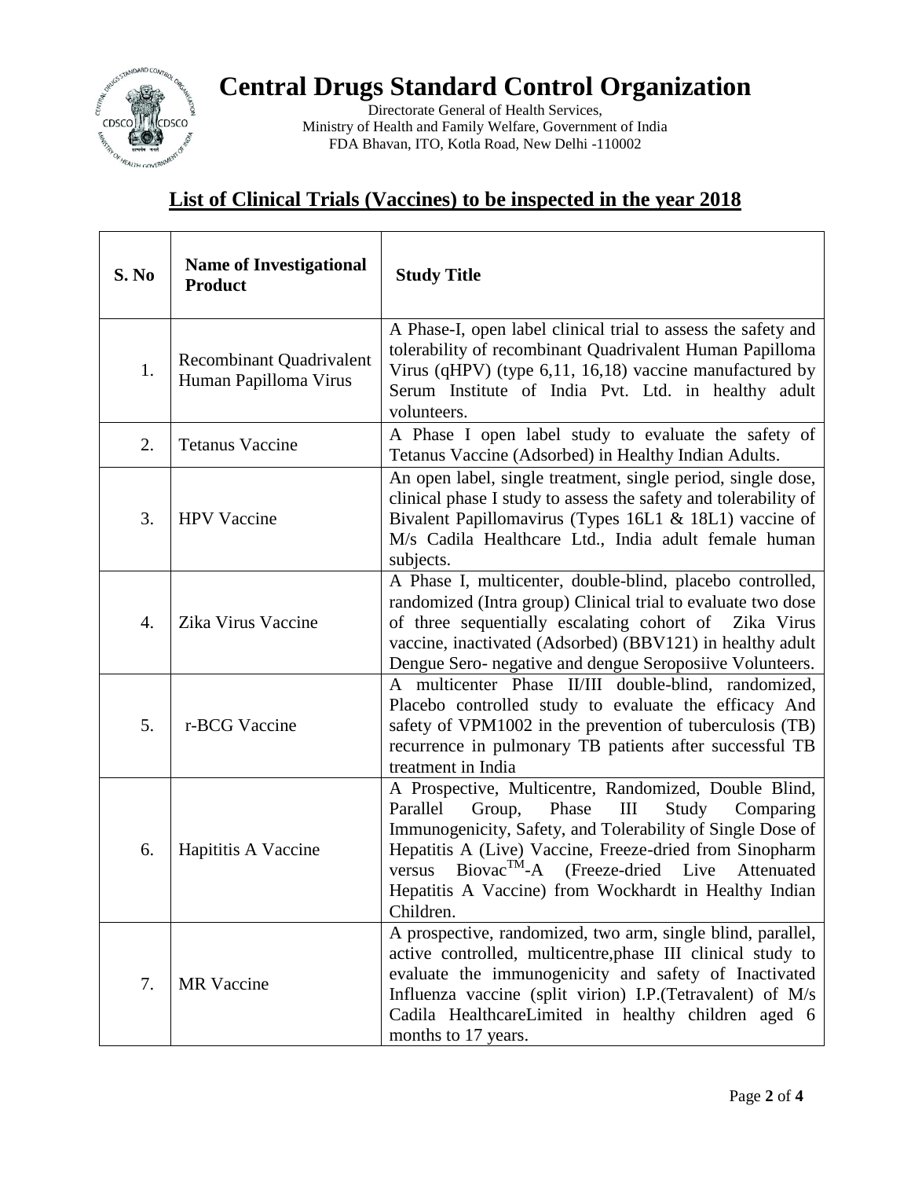# Central Drugs Standard Control Organization

Directorate General of Health Services,
Ministry of Health and Family Welfare, Government of India
FDA Bhavan, ITO, Kotla Road, New Delhi -110002

## List of Clinical Trials (Vaccines) to be inspected in the year 2018

| S. No | Name of Investigational Product | Study Title |
|---|---|---|
| 1. | Recombinant Quadrivalent Human Papilloma Virus | A Phase-I, open label clinical trial to assess the safety and tolerability of recombinant Quadrivalent Human Papilloma Virus (qHPV) (type 6,11, 16,18) vaccine manufactured by Serum Institute of India Pvt. Ltd. in healthy adult volunteers. |
| 2. | Tetanus Vaccine | A Phase I open label study to evaluate the safety of Tetanus Vaccine (Adsorbed) in Healthy Indian Adults. |
| 3. | HPV Vaccine | An open label, single treatment, single period, single dose, clinical phase I study to assess the safety and tolerability of Bivalent Papillomavirus (Types 16L1 & 18L1) vaccine of M/s Cadila Healthcare Ltd., India adult female human subjects. |
| 4. | Zika Virus Vaccine | A Phase I, multicenter, double-blind, placebo controlled, randomized (Intra group) Clinical trial to evaluate two dose of three sequentially escalating cohort of Zika Virus vaccine, inactivated (Adsorbed) (BBV121) in healthy adult Dengue Sero- negative and dengue Seroposiive Volunteers. |
| 5. | r-BCG Vaccine | A multicenter Phase II/III double-blind, randomized, Placebo controlled study to evaluate the efficacy And safety of VPM1002 in the prevention of tuberculosis (TB) recurrence in pulmonary TB patients after successful TB treatment in India |
| 6. | Hapititis A Vaccine | A Prospective, Multicentre, Randomized, Double Blind, Parallel Group, Phase III Study Comparing Immunogenicity, Safety, and Tolerability of Single Dose of Hepatitis A (Live) Vaccine, Freeze-dried from Sinopharm versus Biovac™-A (Freeze-dried Live Attenuated Hepatitis A Vaccine) from Wockhardt in Healthy Indian Children. |
| 7. | MR Vaccine | A prospective, randomized, two arm, single blind, parallel, active controlled, multicentre,phase III clinical study to evaluate the immunogenicity and safety of Inactivated Influenza vaccine (split virion) I.P.(Tetravalent) of M/s Cadila HealthcareLimited in healthy children aged 6 months to 17 years. |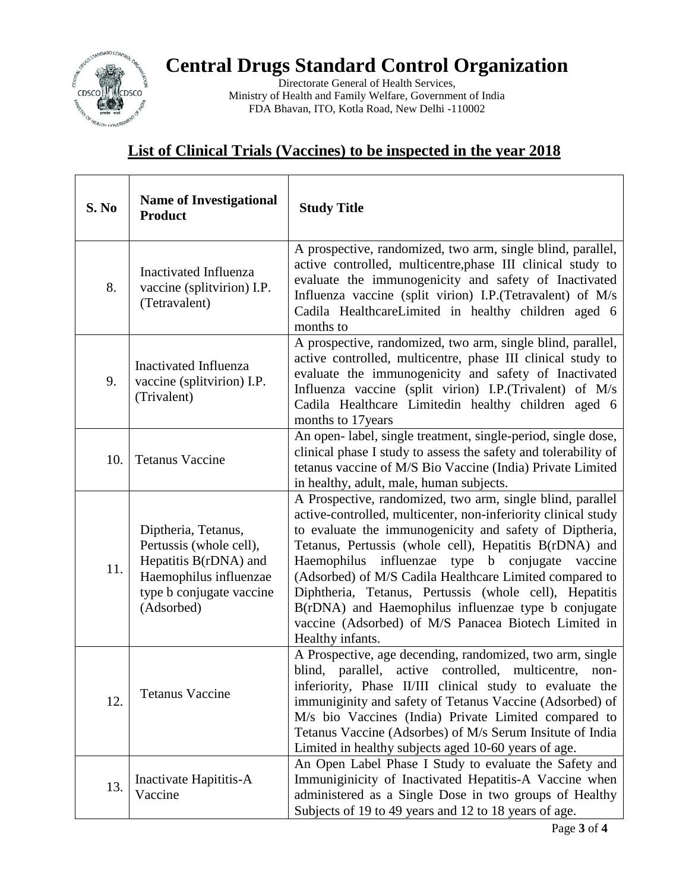# Central Drugs Standard Control Organization

Directorate General of Health Services,
Ministry of Health and Family Welfare, Government of India
FDA Bhavan, ITO, Kotla Road, New Delhi -110002

## List of Clinical Trials (Vaccines) to be inspected in the year 2018

| S. No | Name of Investigational Product | Study Title |
|---|---|---|
| 8. | Inactivated Influenza vaccine (splitvirion) I.P. (Tetravalent) | A prospective, randomized, two arm, single blind, parallel, active controlled, multicentre,phase III clinical study to evaluate the immunogenicity and safety of Inactivated Influenza vaccine (split virion) I.P.(Tetravalent) of M/s Cadila HealthcareLimited in healthy children aged 6 months to |
| 9. | Inactivated Influenza vaccine (splitvirion) I.P. (Trivalent) | A prospective, randomized, two arm, single blind, parallel, active controlled, multicentre, phase III clinical study to evaluate the immunogenicity and safety of Inactivated Influenza vaccine (split virion) I.P.(Trivalent) of M/s Cadila Healthcare Limitedin healthy children aged 6 months to 17years |
| 10. | Tetanus Vaccine | An open- label, single treatment, single-period, single dose, clinical phase I study to assess the safety and tolerability of tetanus vaccine of M/S Bio Vaccine (India) Private Limited in healthy, adult, male, human subjects. |
| 11. | Diptheria, Tetanus, Pertussis (whole cell), Hepatitis B(rDNA) and Haemophilus influenzae type b conjugate vaccine (Adsorbed) | A Prospective, randomized, two arm, single blind, parallel active-controlled, multicenter, non-inferiority clinical study to evaluate the immunogenicity and safety of Diptheria, Tetanus, Pertussis (whole cell), Hepatitis B(rDNA) and Haemophilus influenzae type b conjugate vaccine (Adsorbed) of M/S Cadila Healthcare Limited compared to Diphtheria, Tetanus, Pertussis (whole cell), Hepatitis B(rDNA) and Haemophilus influenzae type b conjugate vaccine (Adsorbed) of M/S Panacea Biotech Limited in Healthy infants. |
| 12. | Tetanus Vaccine | A Prospective, age decending, randomized, two arm, single blind, parallel, active controlled, multicentre, non-inferiority, Phase II/III clinical study to evaluate the immuniginity and safety of Tetanus Vaccine (Adsorbed) of M/s bio Vaccines (India) Private Limited compared to Tetanus Vaccine (Adsorbes) of M/s Serum Insitute of India Limited in healthy subjects aged 10-60 years of age. |
| 13. | Inactivate Hapititis-A Vaccine | An Open Label Phase I Study to evaluate the Safety and Immuniginicity of Inactivated Hepatitis-A Vaccine when administered as a Single Dose in two groups of Healthy Subjects of 19 to 49 years and 12 to 18 years of age. |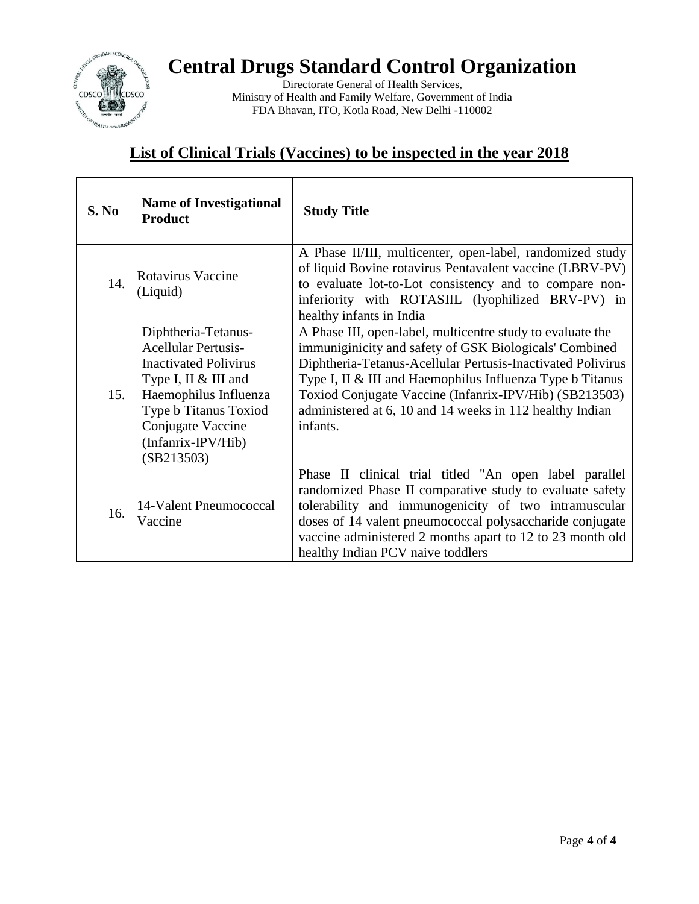# Central Drugs Standard Control Organization

Directorate General of Health Services,
Ministry of Health and Family Welfare, Government of India
FDA Bhavan, ITO, Kotla Road, New Delhi -110002

## List of Clinical Trials (Vaccines) to be inspected in the year 2018

| S. No | Name of Investigational Product | Study Title |
|---|---|---|
| 14. | Rotavirus Vaccine (Liquid) | A Phase II/III, multicenter, open-label, randomized study of liquid Bovine rotavirus Pentavalent vaccine (LBRV-PV) to evaluate lot-to-Lot consistency and to compare non-inferiority with ROTASIIL (lyophilized BRV-PV) in healthy infants in India |
| 15. | Diphtheria-Tetanus-Acellular Pertusis-Inactivated Polivirus Type I, II & III and Haemophilus Influenza Type b Titanus Toxiod Conjugate Vaccine (Infanrix-IPV/Hib) (SB213503) | A Phase III, open-label, multicentre study to evaluate the immuniginicity and safety of GSK Biologicals' Combined Diphtheria-Tetanus-Acellular Pertusis-Inactivated Polivirus Type I, II & III and Haemophilus Influenza Type b Titanus Toxiod Conjugate Vaccine (Infanrix-IPV/Hib) (SB213503) administered at 6, 10 and 14 weeks in 112 healthy Indian infants. |
| 16. | 14-Valent Pneumococcal Vaccine | Phase II clinical trial titled "An open label parallel randomized Phase II comparative study to evaluate safety tolerability and immunogenicity of two intramuscular doses of 14 valent pneumococcal polysaccharide conjugate vaccine administered 2 months apart to 12 to 23 month old healthy Indian PCV naive toddlers |